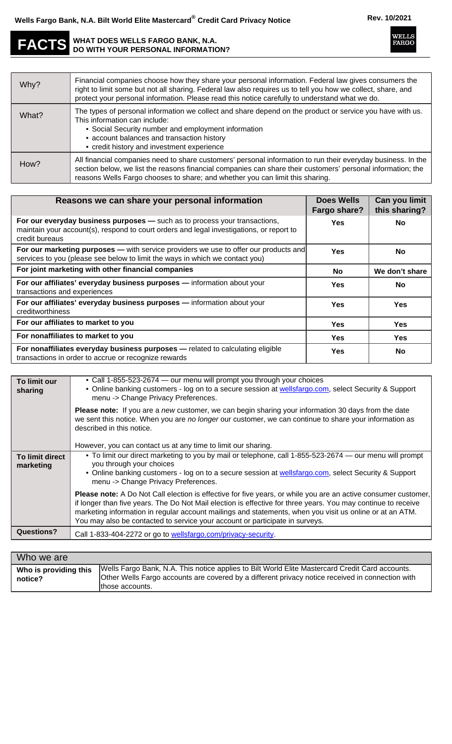# Wells Fargo Bank, N.A. Bilt World Elite Mastercard® Credit Card Privacy Notice

Rev. 10/2021

**FACTS** **WHAT DOES WELLS FARGO BANK, N.A. DO WITH YOUR PERSONAL INFORMATION?**

| | |
|---|---|
| Why? | Financial companies choose how they share your personal information. Federal law gives consumers the right to limit some but not all sharing. Federal law also requires us to tell you how we collect, share, and protect your personal information. Please read this notice carefully to understand what we do. |
| What? | The types of personal information we collect and share depend on the product or service you have with us. This information can include:<br>• Social Security number and employment information<br>• account balances and transaction history<br>• credit history and investment experience |
| How? | All financial companies need to share customers' personal information to run their everyday business. In the section below, we list the reasons financial companies can share their customers' personal information; the reasons Wells Fargo chooses to share; and whether you can limit this sharing. |

| Reasons we can share your personal information | Does Wells Fargo share? | Can you limit this sharing? |
|---|---|---|
| **For our everyday business purposes —** such as to process your transactions, maintain your account(s), respond to court orders and legal investigations, or report to credit bureaus | **Yes** | **No** |
| **For our marketing purposes —** with service providers we use to offer our products and services to you (please see below to limit the ways in which we contact you) | **Yes** | **No** |
| **For joint marketing with other financial companies** | **No** | **We don't share** |
| **For our affiliates' everyday business purposes —** information about your transactions and experiences | **Yes** | **No** |
| **For our affiliates' everyday business purposes —** information about your creditworthiness | **Yes** | **Yes** |
| **For our affiliates to market to you** | **Yes** | **Yes** |
| **For nonaffiliates to market to you** | **Yes** | **Yes** |
| **For nonaffiliates everyday business purposes —** related to calculating eligible transactions in order to accrue or recognize rewards | **Yes** | **No** |

| | |
|---|---|
| **To limit our sharing** | • Call 1-855-523-2674 — our menu will prompt you through your choices<br>• Online banking customers - log on to a secure session at wellsfargo.com, select Security & Support menu -> Change Privacy Preferences.<br><br>**Please note:** If you are a *new* customer, we can begin sharing your information 30 days from the date we sent this notice. When you are *no longer* our customer, we can continue to share your information as described in this notice.<br><br>However, you can contact us at any time to limit our sharing. |
| **To limit direct marketing** | • To limit our direct marketing to you by mail or telephone, call 1-855-523-2674 — our menu will prompt you through your choices<br>• Online banking customers - log on to a secure session at wellsfargo.com, select Security & Support menu -> Change Privacy Preferences.<br><br>**Please note:** A Do Not Call election is effective for five years, or while you are an active consumer customer, if longer than five years. The Do Not Mail election is effective for three years. You may continue to receive marketing information in regular account mailings and statements, when you visit us online or at an ATM. You may also be contacted to service your account or participate in surveys. |
| **Questions?** | Call 1-833-404-2272 or go to wellsfargo.com/privacy-security. |

| Who we are | |
|---|---|
| **Who is providing this notice?** | Wells Fargo Bank, N.A. This notice applies to Bilt World Elite Mastercard Credit Card accounts. Other Wells Fargo accounts are covered by a different privacy notice received in connection with those accounts. |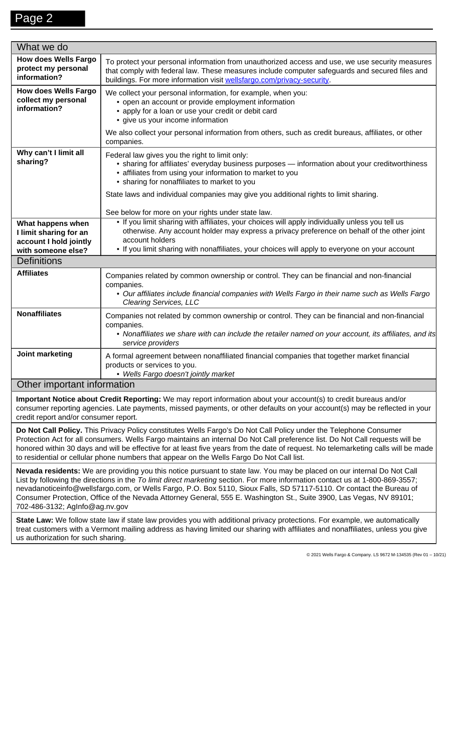| What we do | |
|---|---|
| **How does Wells Fargo protect my personal information?** | To protect your personal information from unauthorized access and use, we use security measures that comply with federal law. These measures include computer safeguards and secured files and buildings. For more information visit wellsfargo.com/privacy-security. |
| **How does Wells Fargo collect my personal information?** | We collect your personal information, for example, when you:<br>• open an account or provide employment information<br>• apply for a loan or use your credit or debit card<br>• give us your income information<br><br>We also collect your personal information from others, such as credit bureaus, affiliates, or other companies. |
| **Why can't I limit all sharing?** | Federal law gives you the right to limit only:<br>• sharing for affiliates' everyday business purposes — information about your creditworthiness<br>• affiliates from using your information to market to you<br>• sharing for nonaffiliates to market to you<br><br>State laws and individual companies may give you additional rights to limit sharing.<br><br>See below for more on your rights under state law. |
| **What happens when I limit sharing for an account I hold jointly with someone else?** | • If you limit sharing with affiliates, your choices will apply individually unless you tell us otherwise. Any account holder may express a privacy preference on behalf of the other joint account holders<br>• If you limit sharing with nonaffiliates, your choices will apply to everyone on your account |

| Definitions | |
|---|---|
| **Affiliates** | Companies related by common ownership or control. They can be financial and non-financial companies.<br>• *Our affiliates include financial companies with Wells Fargo in their name such as Wells Fargo Clearing Services, LLC* |
| **Nonaffiliates** | Companies not related by common ownership or control. They can be financial and non-financial companies.<br>• *Nonaffiliates we share with can include the retailer named on your account, its affiliates, and its service providers* |
| **Joint marketing** | A formal agreement between nonaffiliated financial companies that together market financial products or services to you.<br>• *Wells Fargo doesn't jointly market* |

## Other important information

**Important Notice about Credit Reporting:** We may report information about your account(s) to credit bureaus and/or consumer reporting agencies. Late payments, missed payments, or other defaults on your account(s) may be reflected in your credit report and/or consumer report.

**Do Not Call Policy.** This Privacy Policy constitutes Wells Fargo's Do Not Call Policy under the Telephone Consumer Protection Act for all consumers. Wells Fargo maintains an internal Do Not Call preference list. Do Not Call requests will be honored within 30 days and will be effective for at least five years from the date of request. No telemarketing calls will be made to residential or cellular phone numbers that appear on the Wells Fargo Do Not Call list.

**Nevada residents:** We are providing you this notice pursuant to state law. You may be placed on our internal Do Not Call List by following the directions in the *To limit direct marketing* section. For more information contact us at 1-800-869-3557; nevadanoticeinfo@wellsfargo.com, or Wells Fargo, P.O. Box 5110, Sioux Falls, SD 57117-5110. Or contact the Bureau of Consumer Protection, Office of the Nevada Attorney General, 555 E. Washington St., Suite 3900, Las Vegas, NV 89101; 702-486-3132; AgInfo@ag.nv.gov

**State Law:** We follow state law if state law provides you with additional privacy protections. For example, we automatically treat customers with a Vermont mailing address as having limited our sharing with affiliates and nonaffiliates, unless you give us authorization for such sharing.

© 2021 Wells Fargo & Company. LS 9672 M-134535 (Rev 01 – 10/21)